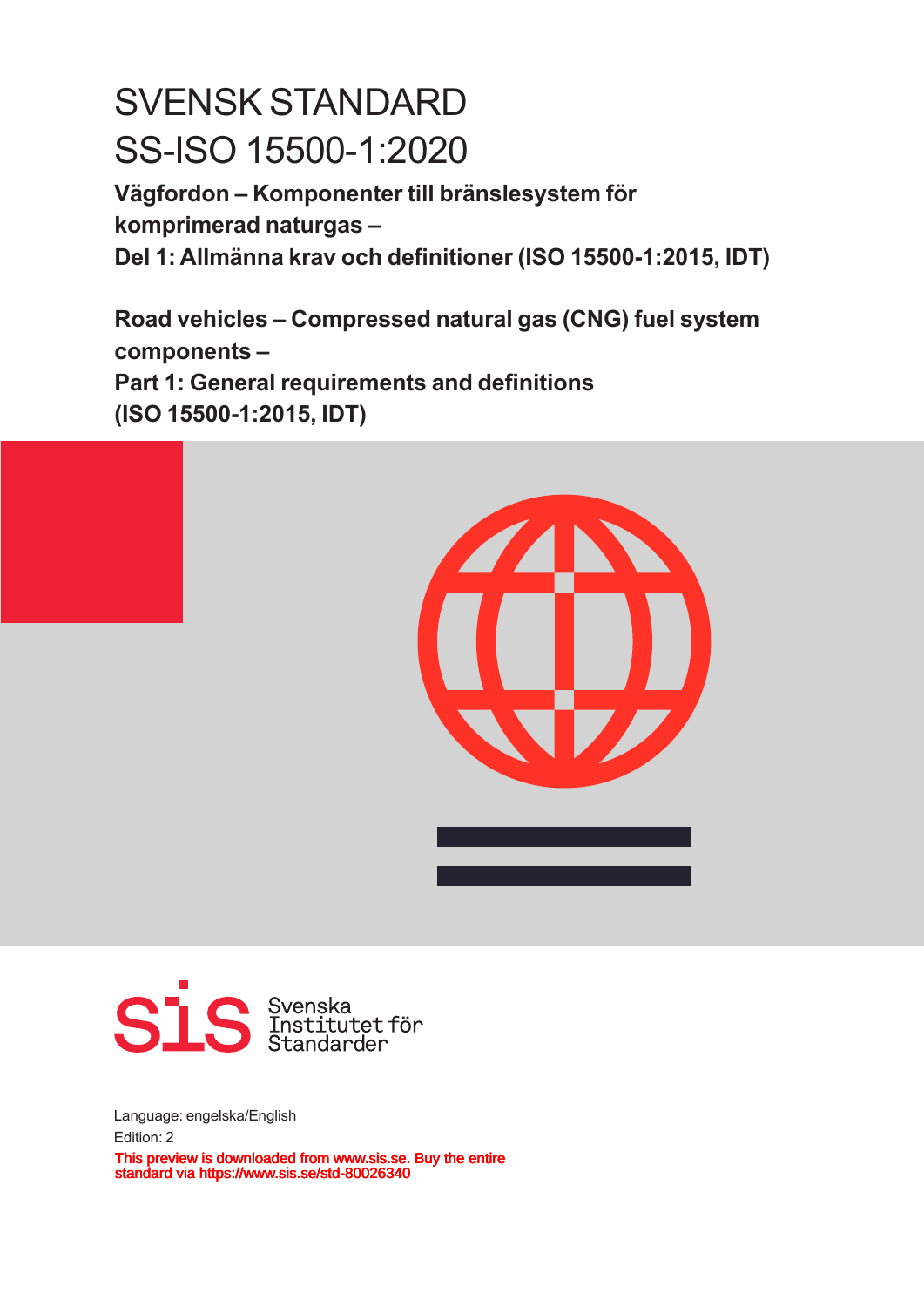# SVENSK STANDARD
# SS-ISO 15500-1:2020

**Vägfordon – Komponenter till bränslesystem för komprimerad naturgas –**
**Del 1: Allmänna krav och definitioner (ISO 15500-1:2015, IDT)**

**Road vehicles – Compressed natural gas (CNG) fuel system components –**
**Part 1: General requirements and definitions**
**(ISO 15500-1:2015, IDT)**

Svenska Institutet för Standarder

Language: engelska/English

Edition: 2

This preview is downloaded from www.sis.se. Buy the entire standard via https://www.sis.se/std-80026340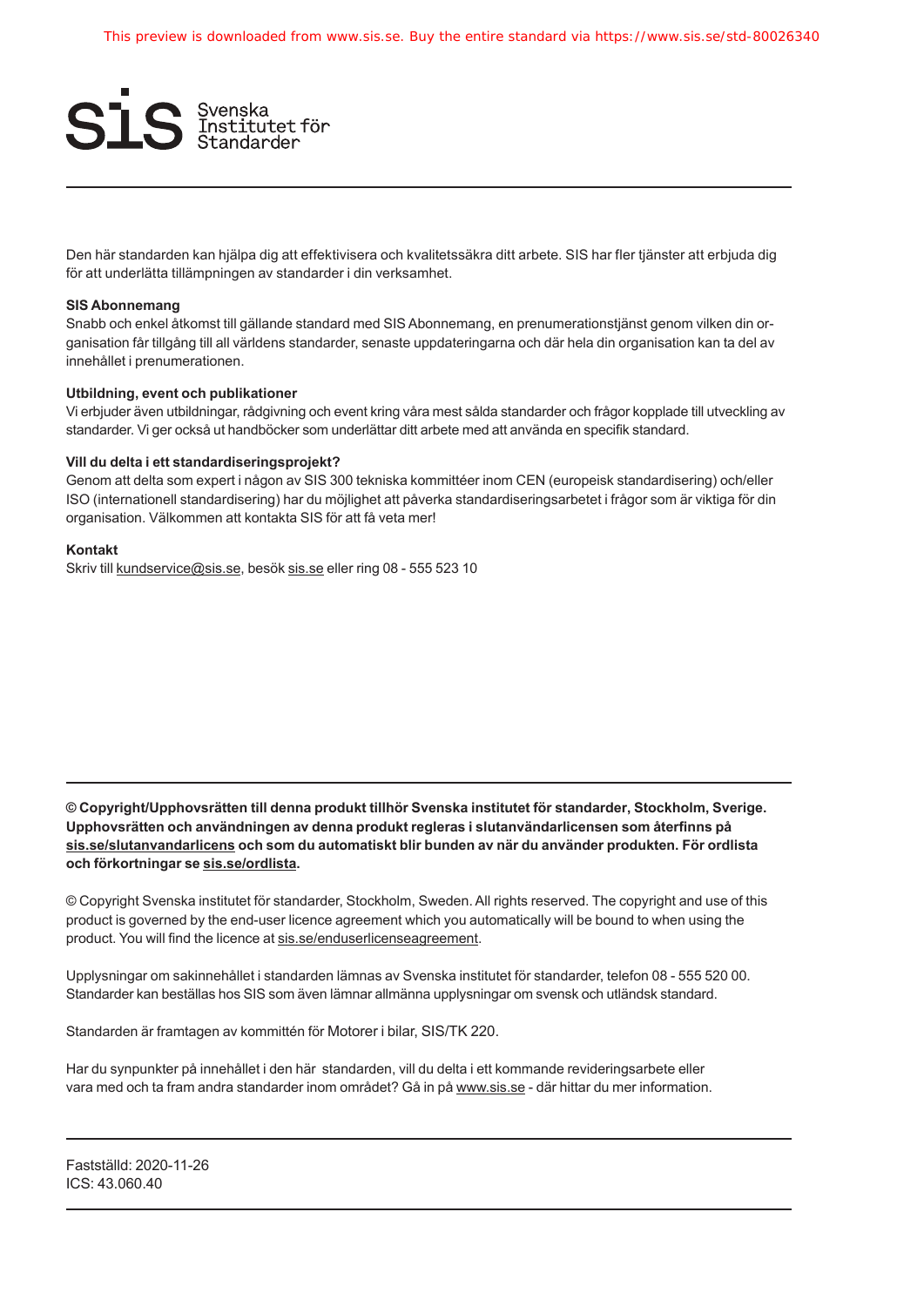Den här standarden kan hjälpa dig att effektivisera och kvalitetssäkra ditt arbete. SIS har fler tjänster att erbjuda dig för att underlätta tillämpningen av standarder i din verksamhet.

**SIS Abonnemang**

Snabb och enkel åtkomst till gällande standard med SIS Abonnemang, en prenumerationstjänst genom vilken din organisation får tillgång till all världens standarder, senaste uppdateringarna och där hela din organisation kan ta del av innehållet i prenumerationen.

**Utbildning, event och publikationer**

Vi erbjuder även utbildningar, rådgivning och event kring våra mest sålda standarder och frågor kopplade till utveckling av standarder. Vi ger också ut handböcker som underlättar ditt arbete med att använda en specifik standard.

**Vill du delta i ett standardiseringsprojekt?**

Genom att delta som expert i någon av SIS 300 tekniska kommittéer inom CEN (europeisk standardisering) och/eller ISO (internationell standardisering) har du möjlighet att påverka standardiseringsarbetet i frågor som är viktiga för din organisation. Välkommen att kontakta SIS för att få veta mer!

**Kontakt**

Skriv till kundservice@sis.se, besök sis.se eller ring 08 - 555 523 10

---

**© Copyright/Upphovsrätten till denna produkt tillhör Svenska institutet för standarder, Stockholm, Sverige. Upphovsrätten och användningen av denna produkt regleras i slutanvändarlicensen som återfinns på sis.se/slutanvandarlicens och som du automatiskt blir bunden av när du använder produkten. För ordlista och förkortningar se sis.se/ordlista.**

© Copyright Svenska institutet för standarder, Stockholm, Sweden. All rights reserved. The copyright and use of this product is governed by the end-user licence agreement which you automatically will be bound to when using the product. You will find the licence at sis.se/enduserlicenseagreement.

Upplysningar om sakinnehållet i standarden lämnas av Svenska institutet för standarder, telefon 08 - 555 520 00. Standarder kan beställas hos SIS som även lämnar allmänna upplysningar om svensk och utländsk standard.

Standarden är framtagen av kommittén för Motorer i bilar, SIS/TK 220.

Har du synpunkter på innehållet i den här standarden, vill du delta i ett kommande revideringsarbete eller vara med och ta fram andra standarder inom området? Gå in på www.sis.se - där hittar du mer information.

---

Fastställd: 2020-11-26
ICS: 43.060.40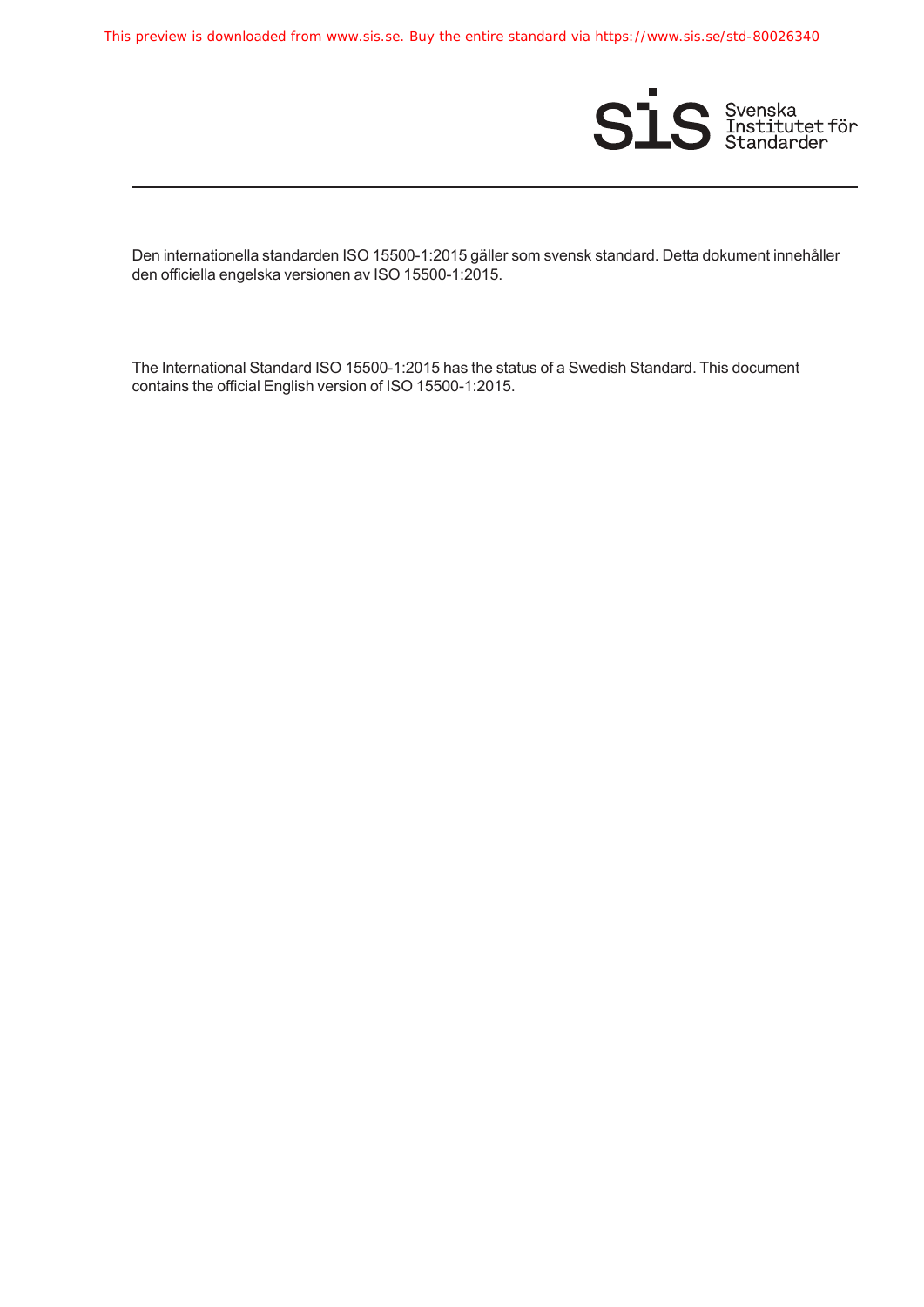Den internationella standarden ISO 15500-1:2015 gäller som svensk standard. Detta dokument innehåller den officiella engelska versionen av ISO 15500-1:2015.

The International Standard ISO 15500-1:2015 has the status of a Swedish Standard. This document contains the official English version of ISO 15500-1:2015.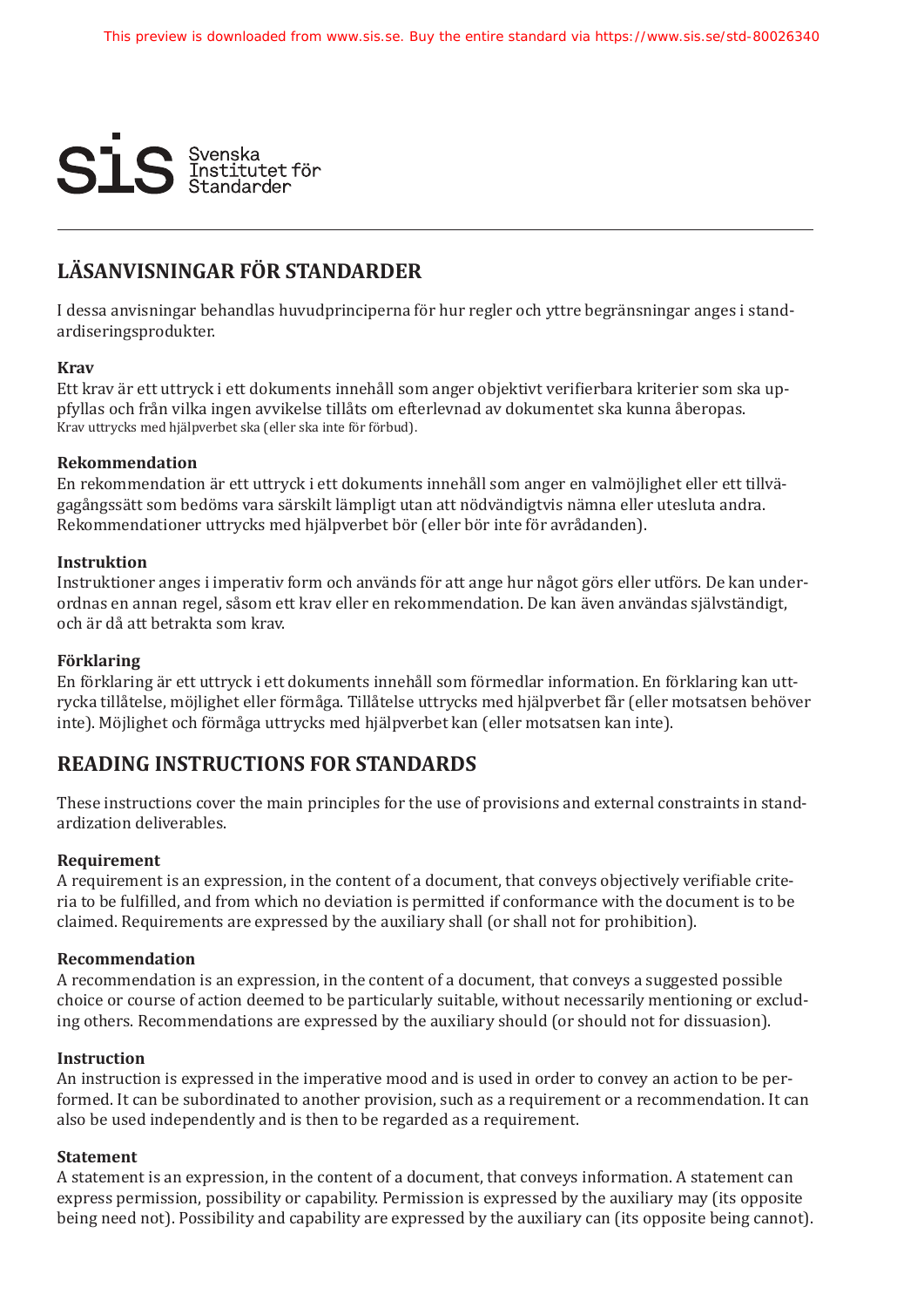## LÄSANVISNINGAR FÖR STANDARDER

I dessa anvisningar behandlas huvudprinciperna för hur regler och yttre begränsningar anges i standardiseringsprodukter.

**Krav**
Ett krav är ett uttryck i ett dokuments innehåll som anger objektivt verifierbara kriterier som ska uppfyllas och från vilka ingen avvikelse tillåts om efterlevnad av dokumentet ska kunna åberopas.
Krav uttrycks med hjälpverbet ska (eller ska inte för förbud).

**Rekommendation**
En rekommendation är ett uttryck i ett dokuments innehåll som anger en valmöjlighet eller ett tillvägagångssätt som bedöms vara särskilt lämpligt utan att nödvändigtvis nämna eller utesluta andra. Rekommendationer uttrycks med hjälpverbet bör (eller bör inte för avrådanden).

**Instruktion**
Instruktioner anges i imperativ form och används för att ange hur något görs eller utförs. De kan underordnas en annan regel, såsom ett krav eller en rekommendation. De kan även användas självständigt, och är då att betrakta som krav.

**Förklaring**
En förklaring är ett uttryck i ett dokuments innehåll som förmedlar information. En förklaring kan uttrycka tillåtelse, möjlighet eller förmåga. Tillåtelse uttrycks med hjälpverbet får (eller motsatsen behöver inte). Möjlighet och förmåga uttrycks med hjälpverbet kan (eller motsatsen kan inte).

## READING INSTRUCTIONS FOR STANDARDS

These instructions cover the main principles for the use of provisions and external constraints in standardization deliverables.

**Requirement**
A requirement is an expression, in the content of a document, that conveys objectively verifiable criteria to be fulfilled, and from which no deviation is permitted if conformance with the document is to be claimed. Requirements are expressed by the auxiliary shall (or shall not for prohibition).

**Recommendation**
A recommendation is an expression, in the content of a document, that conveys a suggested possible choice or course of action deemed to be particularly suitable, without necessarily mentioning or excluding others. Recommendations are expressed by the auxiliary should (or should not for dissuasion).

**Instruction**
An instruction is expressed in the imperative mood and is used in order to convey an action to be performed. It can be subordinated to another provision, such as a requirement or a recommendation. It can also be used independently and is then to be regarded as a requirement.

**Statement**
A statement is an expression, in the content of a document, that conveys information. A statement can express permission, possibility or capability. Permission is expressed by the auxiliary may (its opposite being need not). Possibility and capability are expressed by the auxiliary can (its opposite being cannot).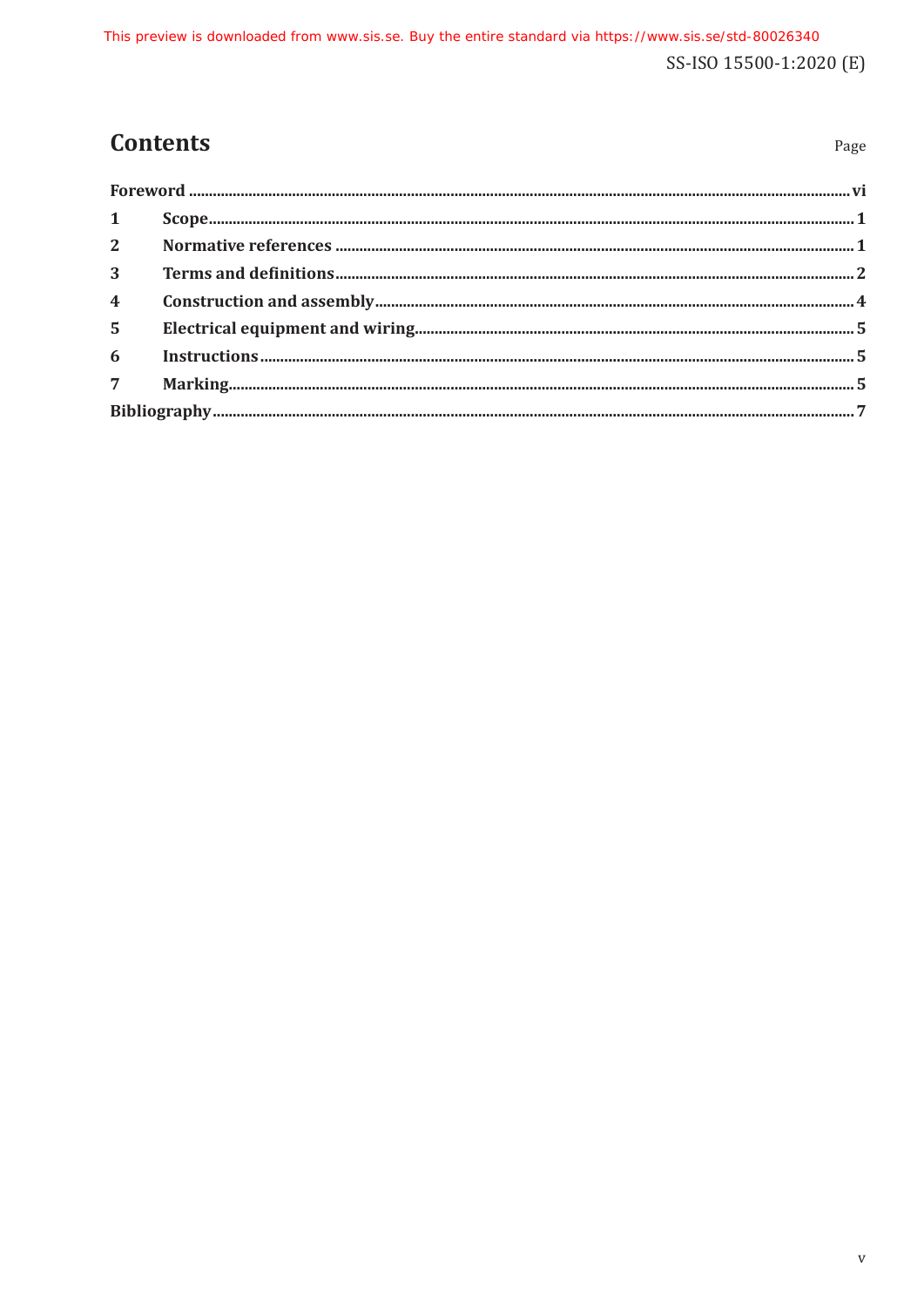# Contents

Page

| | | |
|---|---|---|
| **Foreword** | | **vi** |
| **1** | **Scope** | **1** |
| **2** | **Normative references** | **1** |
| **3** | **Terms and definitions** | **2** |
| **4** | **Construction and assembly** | **4** |
| **5** | **Electrical equipment and wiring** | **5** |
| **6** | **Instructions** | **5** |
| **7** | **Marking** | **5** |
| **Bibliography** | | **7** |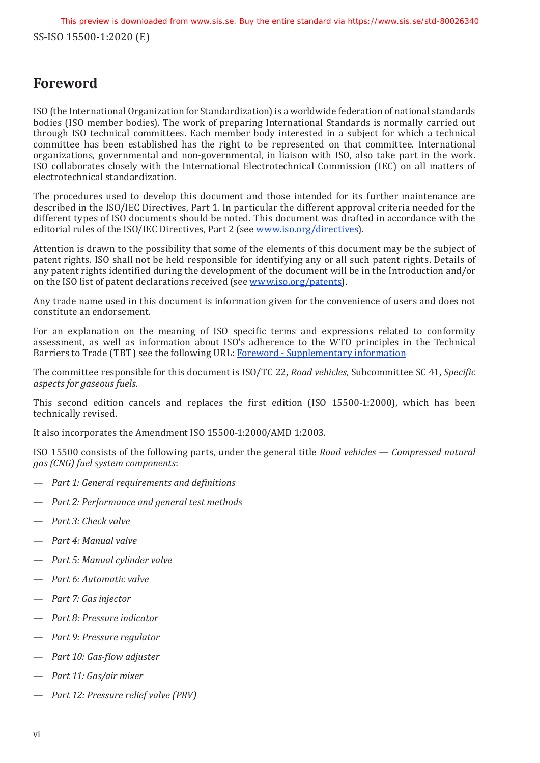# Foreword

ISO (the International Organization for Standardization) is a worldwide federation of national standards bodies (ISO member bodies). The work of preparing International Standards is normally carried out through ISO technical committees. Each member body interested in a subject for which a technical committee has been established has the right to be represented on that committee. International organizations, governmental and non-governmental, in liaison with ISO, also take part in the work. ISO collaborates closely with the International Electrotechnical Commission (IEC) on all matters of electrotechnical standardization.

The procedures used to develop this document and those intended for its further maintenance are described in the ISO/IEC Directives, Part 1. In particular the different approval criteria needed for the different types of ISO documents should be noted. This document was drafted in accordance with the editorial rules of the ISO/IEC Directives, Part 2 (see www.iso.org/directives).

Attention is drawn to the possibility that some of the elements of this document may be the subject of patent rights. ISO shall not be held responsible for identifying any or all such patent rights. Details of any patent rights identified during the development of the document will be in the Introduction and/or on the ISO list of patent declarations received (see www.iso.org/patents).

Any trade name used in this document is information given for the convenience of users and does not constitute an endorsement.

For an explanation on the meaning of ISO specific terms and expressions related to conformity assessment, as well as information about ISO's adherence to the WTO principles in the Technical Barriers to Trade (TBT) see the following URL: Foreword - Supplementary information

The committee responsible for this document is ISO/TC 22, *Road vehicles*, Subcommittee SC 41, *Specific aspects for gaseous fuels*.

This second edition cancels and replaces the first edition (ISO 15500-1:2000), which has been technically revised.

It also incorporates the Amendment ISO 15500-1:2000/AMD 1:2003.

ISO 15500 consists of the following parts, under the general title *Road vehicles — Compressed natural gas (CNG) fuel system components*:

- *Part 1: General requirements and definitions*
- *Part 2: Performance and general test methods*
- *Part 3: Check valve*
- *Part 4: Manual valve*
- *Part 5: Manual cylinder valve*
- *Part 6: Automatic valve*
- *Part 7: Gas injector*
- *Part 8: Pressure indicator*
- *Part 9: Pressure regulator*
- *Part 10: Gas-flow adjuster*
- *Part 11: Gas/air mixer*
- *Part 12: Pressure relief valve (PRV)*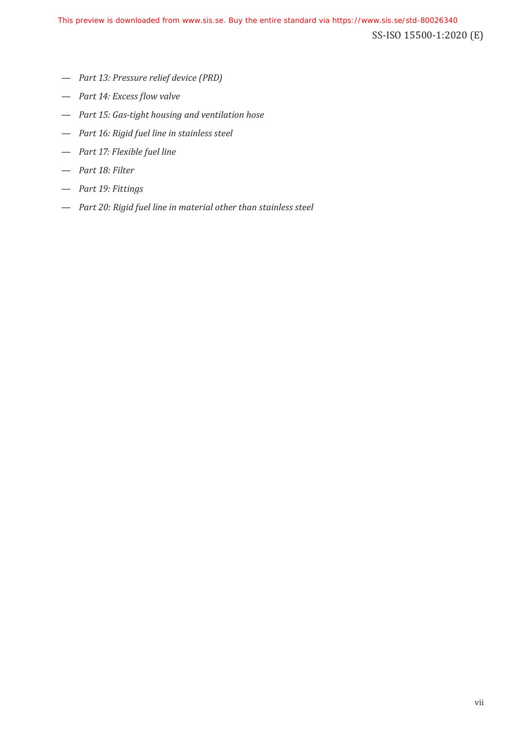- *Part 13: Pressure relief device (PRD)*
- *Part 14: Excess flow valve*
- *Part 15: Gas-tight housing and ventilation hose*
- *Part 16: Rigid fuel line in stainless steel*
- *Part 17: Flexible fuel line*
- *Part 18: Filter*
- *Part 19: Fittings*
- *Part 20: Rigid fuel line in material other than stainless steel*